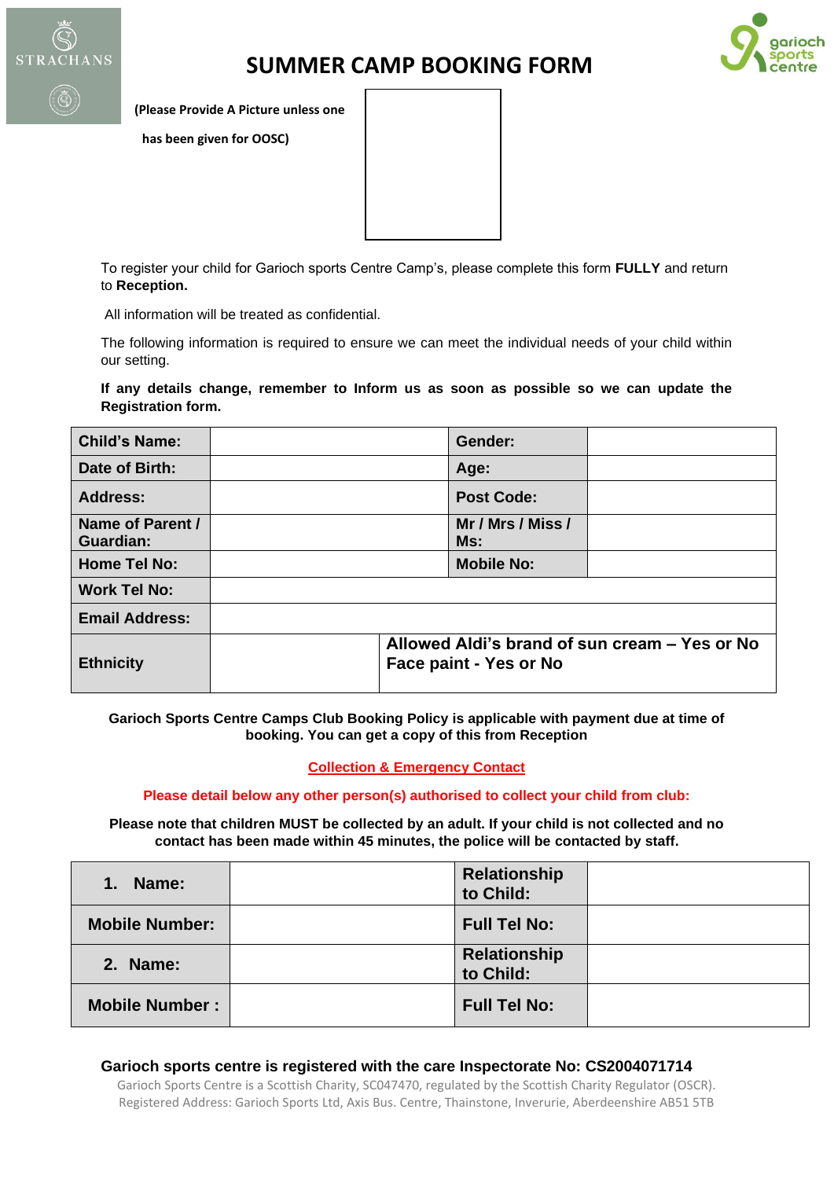# SUMMER CAMP BOOKING FORM

**(Please Provide A Picture unless one has been given for OOSC)**

To register your child for Garioch sports Centre Camp's, please complete this form **FULLY** and return to **Reception.**

All information will be treated as confidential.

The following information is required to ensure we can meet the individual needs of your child within our setting.

**If any details change, remember to Inform us as soon as possible so we can update the Registration form.**

| **Child's Name:** | | **Gender:** | |
|---|---|---|---|
| **Date of Birth:** | | **Age:** | |
| **Address:** | | **Post Code:** | |
| **Name of Parent / Guardian:** | | **Mr / Mrs / Miss / Ms:** | |
| **Home Tel No:** | | **Mobile No:** | |
| **Work Tel No:** | | | |
| **Email Address:** | | | |
| **Ethnicity** | | **Allowed Aldi's brand of sun cream – Yes or No Face paint - Yes or No** | |

**Garioch Sports Centre Camps Club Booking Policy is applicable with payment due at time of booking. You can get a copy of this from Reception**

**Collection & Emergency Contact**

**Please detail below any other person(s) authorised to collect your child from club:**

**Please note that children MUST be collected by an adult. If your child is not collected and no contact has been made within 45 minutes, the police will be contacted by staff.**

| **1. Name:** | | **Relationship to Child:** | |
|---|---|---|---|
| **Mobile Number:** | | **Full Tel No:** | |
| **2. Name:** | | **Relationship to Child:** | |
| **Mobile Number :** | | **Full Tel No:** | |

**Garioch sports centre is registered with the care Inspectorate No: CS2004071714**

Garioch Sports Centre is a Scottish Charity, SC047470, regulated by the Scottish Charity Regulator (OSCR). Registered Address: Garioch Sports Ltd, Axis Bus. Centre, Thainstone, Inverurie, Aberdeenshire AB51 5TB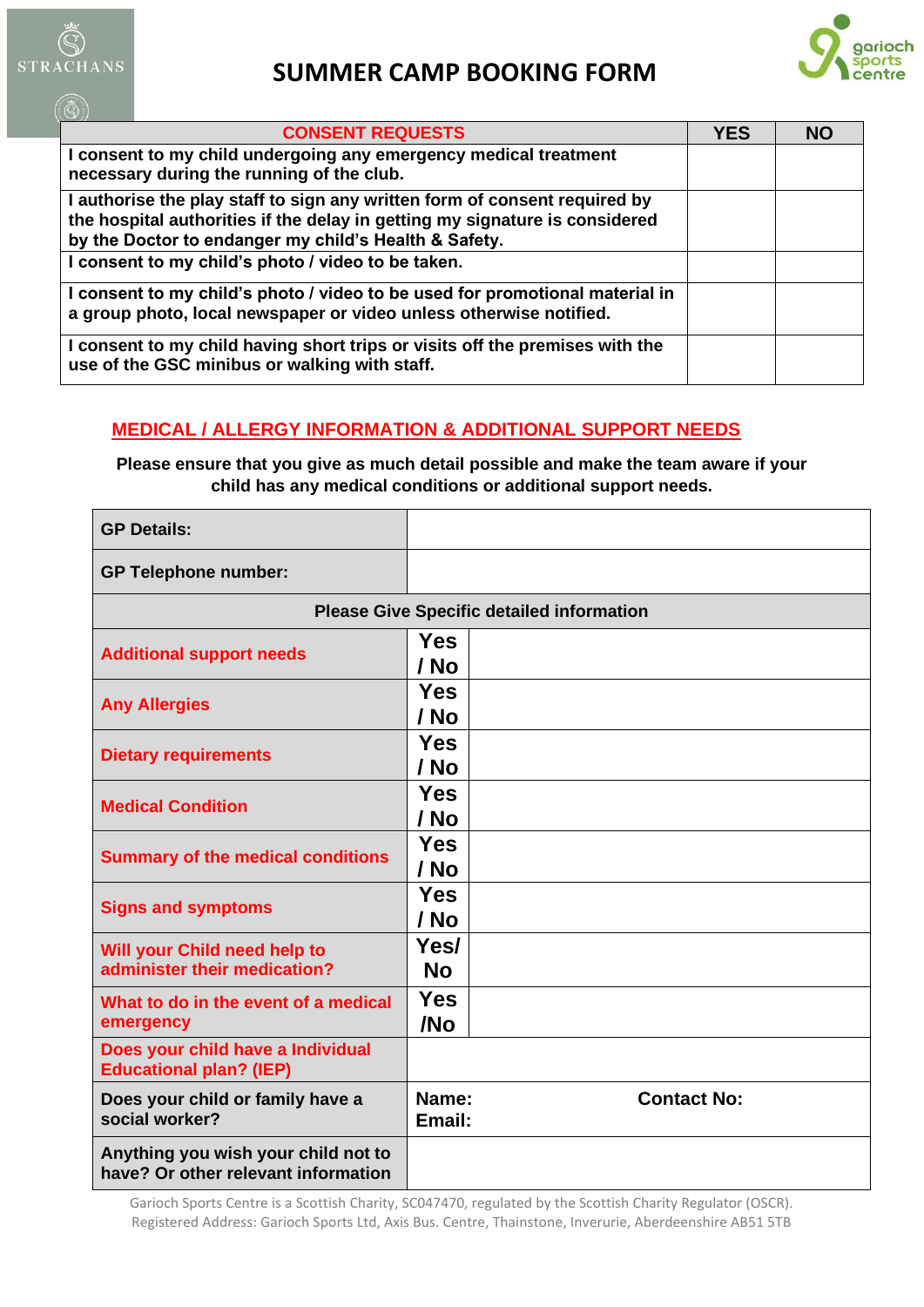# SUMMER CAMP BOOKING FORM

| CONSENT REQUESTS | YES | NO |
| --- | --- | --- |
| I consent to my child undergoing any emergency medical treatment necessary during the running of the club. | | |
| I authorise the play staff to sign any written form of consent required by the hospital authorities if the delay in getting my signature is considered by the Doctor to endanger my child's Health & Safety. | | |
| I consent to my child's photo / video to be taken. | | |
| I consent to my child's photo / video to be used for promotional material in a group photo, local newspaper or video unless otherwise notified. | | |
| I consent to my child having short trips or visits off the premises with the use of the GSC minibus or walking with staff. | | |

## MEDICAL / ALLERGY INFORMATION & ADDITIONAL SUPPORT NEEDS

**Please ensure that you give as much detail possible and make the team aware if your child has any medical conditions or additional support needs.**

| | | |
| --- | --- | --- |
| **GP Details:** | | |
| **GP Telephone number:** | | |
| **Please Give Specific detailed information** | | |
| **Additional support needs** | **Yes / No** | |
| **Any Allergies** | **Yes / No** | |
| **Dietary requirements** | **Yes / No** | |
| **Medical Condition** | **Yes / No** | |
| **Summary of the medical conditions** | **Yes / No** | |
| **Signs and symptoms** | **Yes / No** | |
| **Will your Child need help to administer their medication?** | **Yes/ No** | |
| **What to do in the event of a medical emergency** | **Yes /No** | |
| **Does your child have a Individual Educational plan? (IEP)** | | |
| **Does your child or family have a social worker?** | **Name:** **Email:** | **Contact No:** |
| **Anything you wish your child not to have? Or other relevant information** | | |

Garioch Sports Centre is a Scottish Charity, SC047470, regulated by the Scottish Charity Regulator (OSCR). Registered Address: Garioch Sports Ltd, Axis Bus. Centre, Thainstone, Inverurie, Aberdeenshire AB51 5TB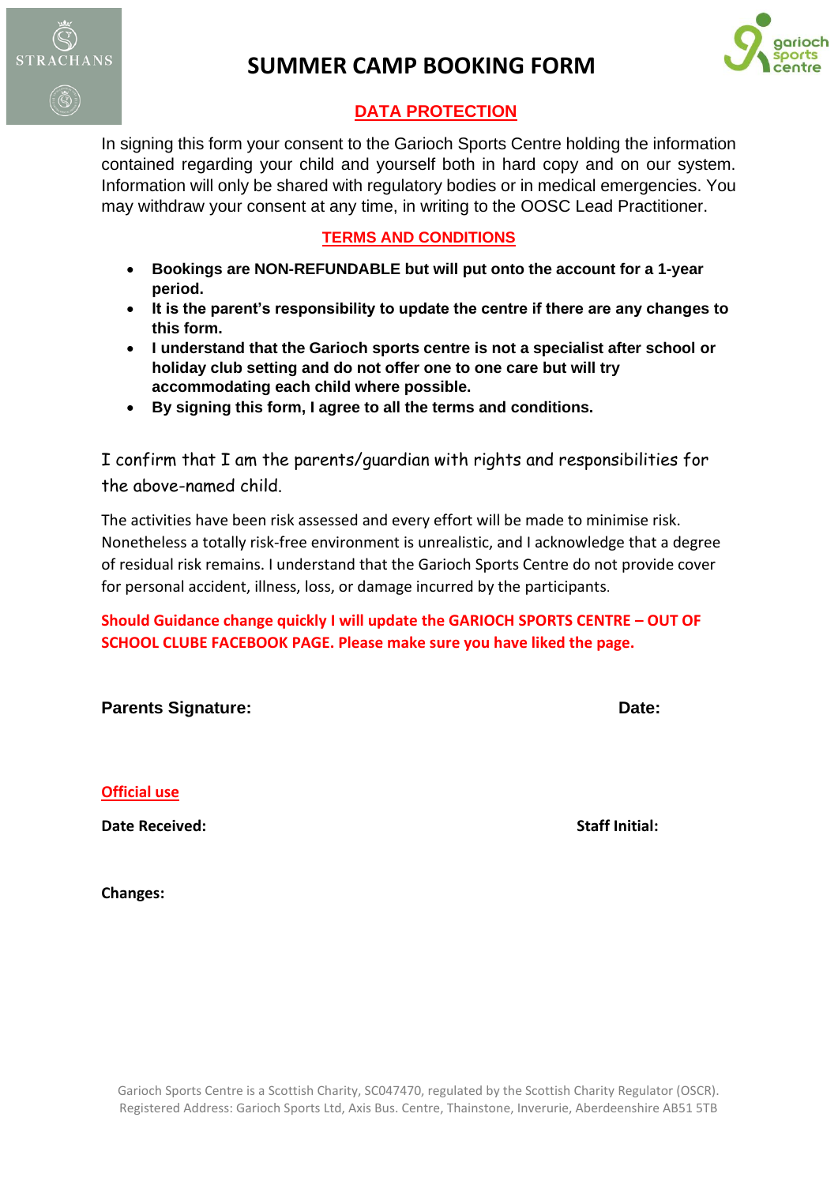# SUMMER CAMP BOOKING FORM

## DATA PROTECTION

In signing this form your consent to the Garioch Sports Centre holding the information contained regarding your child and yourself both in hard copy and on our system. Information will only be shared with regulatory bodies or in medical emergencies. You may withdraw your consent at any time, in writing to the OOSC Lead Practitioner.

## TERMS AND CONDITIONS

- **Bookings are NON-REFUNDABLE but will put onto the account for a 1-year period.**
- **It is the parent's responsibility to update the centre if there are any changes to this form.**
- **I understand that the Garioch sports centre is not a specialist after school or holiday club setting and do not offer one to one care but will try accommodating each child where possible.**
- **By signing this form, I agree to all the terms and conditions.**

I confirm that I am the parents/guardian with rights and responsibilities for the above-named child.

The activities have been risk assessed and every effort will be made to minimise risk. Nonetheless a totally risk-free environment is unrealistic, and I acknowledge that a degree of residual risk remains. I understand that the Garioch Sports Centre do not provide cover for personal accident, illness, loss, or damage incurred by the participants.

**Should Guidance change quickly I will update the GARIOCH SPORTS CENTRE – OUT OF SCHOOL CLUBE FACEBOOK PAGE. Please make sure you have liked the page.**

**Parents Signature:** **Date:**

**Official use**

**Date Received:** **Staff Initial:**

**Changes:**

Garioch Sports Centre is a Scottish Charity, SC047470, regulated by the Scottish Charity Regulator (OSCR).
Registered Address: Garioch Sports Ltd, Axis Bus. Centre, Thainstone, Inverurie, Aberdeenshire AB51 5TB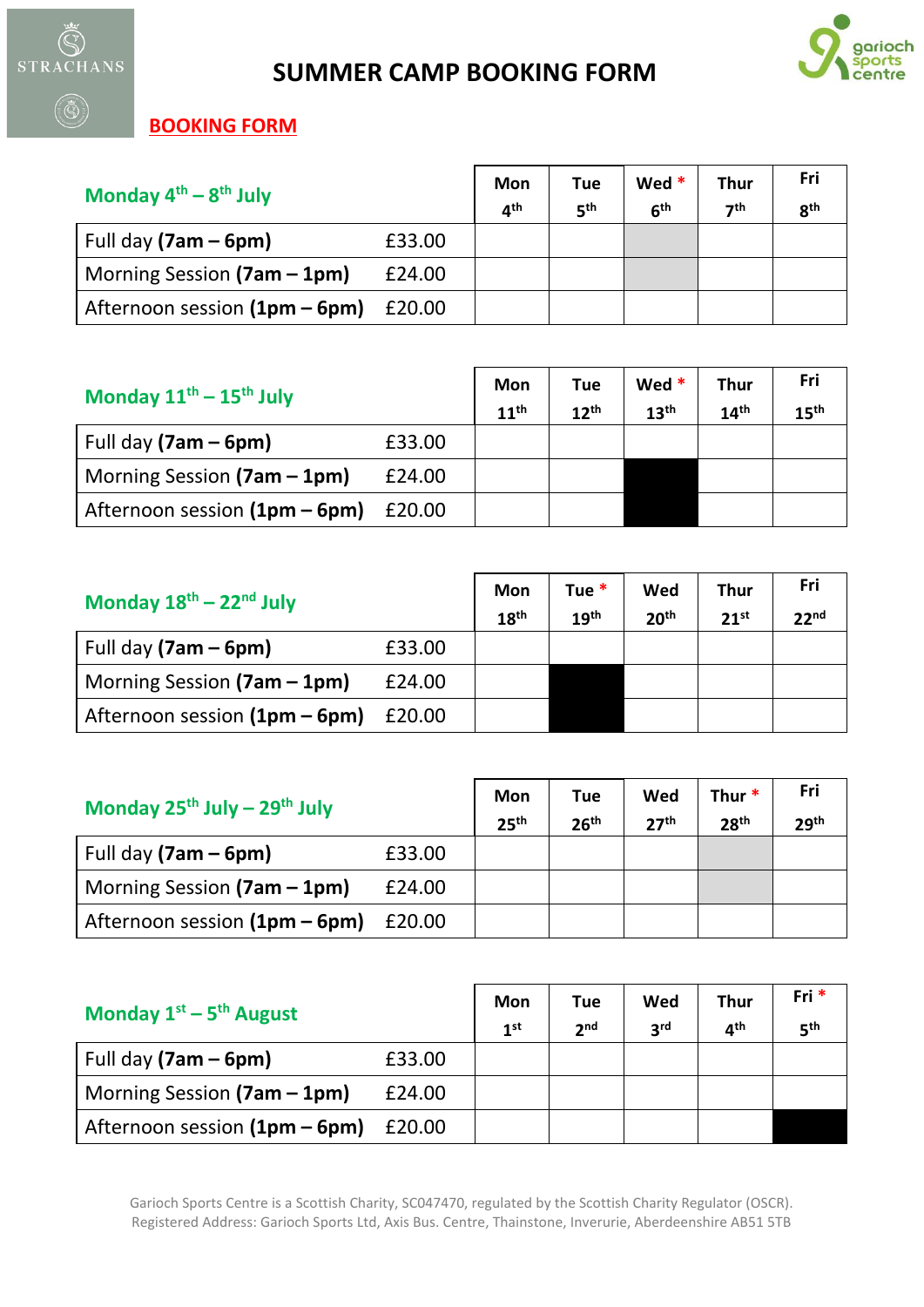# SUMMER CAMP BOOKING FORM

**BOOKING FORM**

| Monday 4th – 8th July | | Mon 4th | Tue 5th | Wed * 6th | Thur 7th | Fri 8th |
|---|---|---|---|---|---|---|
| Full day **(7am – 6pm)** | £33.00 | | | | | |
| Morning Session **(7am – 1pm)** | £24.00 | | | | | |
| Afternoon session **(1pm – 6pm)** | £20.00 | | | | | |

| Monday 11th – 15th July | | Mon 11th | Tue 12th | Wed * 13th | Thur 14th | Fri 15th |
|---|---|---|---|---|---|---|
| Full day **(7am – 6pm)** | £33.00 | | | | | |
| Morning Session **(7am – 1pm)** | £24.00 | | | | | |
| Afternoon session **(1pm – 6pm)** | £20.00 | | | | | |

| Monday 18th – 22nd July | | Mon 18th | Tue * 19th | Wed 20th | Thur 21st | Fri 22nd |
|---|---|---|---|---|---|---|
| Full day **(7am – 6pm)** | £33.00 | | | | | |
| Morning Session **(7am – 1pm)** | £24.00 | | | | | |
| Afternoon session **(1pm – 6pm)** | £20.00 | | | | | |

| Monday 25th July – 29th July | | Mon 25th | Tue 26th | Wed 27th | Thur * 28th | Fri 29th |
|---|---|---|---|---|---|---|
| Full day **(7am – 6pm)** | £33.00 | | | | | |
| Morning Session **(7am – 1pm)** | £24.00 | | | | | |
| Afternoon session **(1pm – 6pm)** | £20.00 | | | | | |

| Monday 1st – 5th August | | Mon 1st | Tue 2nd | Wed 3rd | Thur 4th | Fri * 5th |
|---|---|---|---|---|---|---|
| Full day **(7am – 6pm)** | £33.00 | | | | | |
| Morning Session **(7am – 1pm)** | £24.00 | | | | | |
| Afternoon session **(1pm – 6pm)** | £20.00 | | | | | |

Garioch Sports Centre is a Scottish Charity, SC047470, regulated by the Scottish Charity Regulator (OSCR). Registered Address: Garioch Sports Ltd, Axis Bus. Centre, Thainstone, Inverurie, Aberdeenshire AB51 5TB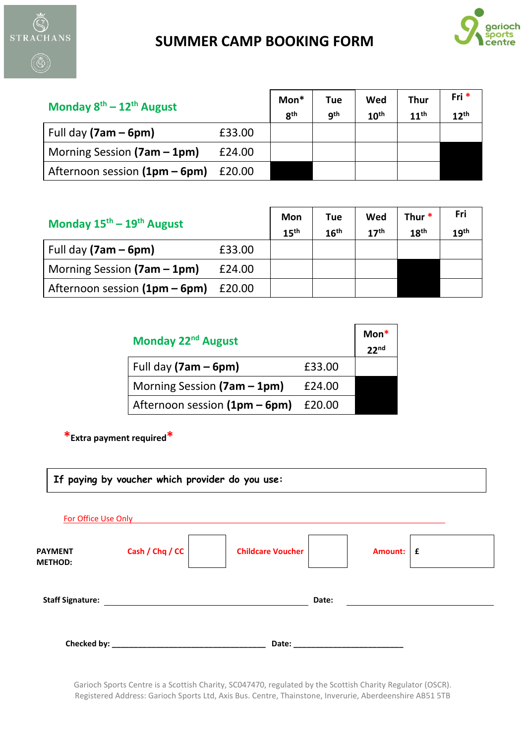# SUMMER CAMP BOOKING FORM

| Monday 8th – 12th August | | Mon* 8th | Tue 9th | Wed 10th | Thur 11th | Fri * 12th |
|---|---|---|---|---|---|---|
| Full day **(7am – 6pm)** | £33.00 | | | | | |
| Morning Session **(7am – 1pm)** | £24.00 | | | | | |
| Afternoon session **(1pm – 6pm)** | £20.00 | | | | | |

| Monday 15th – 19th August | | Mon 15th | Tue 16th | Wed 17th | Thur * 18th | Fri 19th |
|---|---|---|---|---|---|---|
| Full day **(7am – 6pm)** | £33.00 | | | | | |
| Morning Session **(7am – 1pm)** | £24.00 | | | | | |
| Afternoon session **(1pm – 6pm)** | £20.00 | | | | | |

| Monday 22nd August | | Mon* 22nd |
|---|---|---|
| Full day **(7am – 6pm)** | £33.00 | |
| Morning Session **(7am – 1pm)** | £24.00 | |
| Afternoon session **(1pm – 6pm)** | £20.00 | |

***Extra payment required***

**If paying by voucher which provider do you use:**

For Office Use Only

**PAYMENT METHOD:** **Cash / Chq / CC** [ ] **Childcare Voucher** [ ] **Amount:** £

**Staff Signature:** ______________________ **Date:** ______________________

**Checked by:** ______________________ **Date:** ______________________

Garioch Sports Centre is a Scottish Charity, SC047470, regulated by the Scottish Charity Regulator (OSCR).
Registered Address: Garioch Sports Ltd, Axis Bus. Centre, Thainstone, Inverurie, Aberdeenshire AB51 5TB